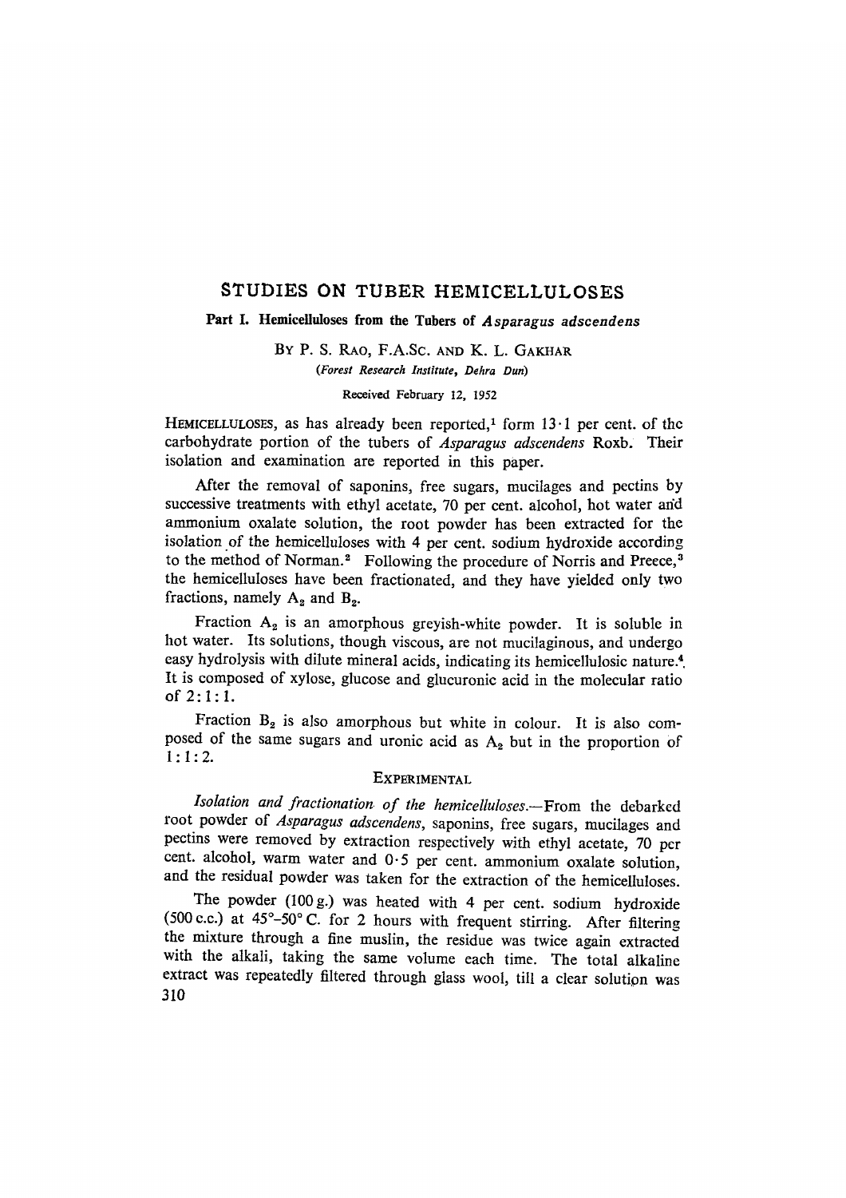# STUDIES ON TUBER HEMICELLULOSES

## Part I. Hemicelluloses from the Tubers of *Asparagus adscendens*

BY P. S. RAO, F.A.SC. AND K. L. GAKHAR

*(Forest Research Institute, Dehra Dun)*

Received February 12, 1952

HEMICELLULOSES, as has already been reported,[1] form 13·1 per cent. of the carbohydrate portion of the tubers of *Asparagus adscendens* Roxb. Their isolation and examination are reported in this paper.

After the removal of saponins, free sugars, mucilages and pectins by successive treatments with ethyl acetate, 70 per cent. alcohol, hot water and ammonium oxalate solution, the root powder has been extracted for the isolation of the hemicelluloses with 4 per cent. sodium hydroxide according to the method of Norman.[2] Following the procedure of Norris and Preece,[3] the hemicelluloses have been fractionated, and they have yielded only two fractions, namely $A_2$ and $B_2$.

Fraction $A_2$ is an amorphous greyish-white powder. It is soluble in hot water. Its solutions, though viscous, are not mucilaginous, and undergo easy hydrolysis with dilute mineral acids, indicating its hemicellulosic nature.[4] It is composed of xylose, glucose and glucuronic acid in the molecular ratio of 2 : 1 : 1.

Fraction $B_2$ is also amorphous but white in colour. It is also composed of the same sugars and uronic acid as $A_2$ but in the proportion of 1 : 1 : 2.

### EXPERIMENTAL

*Isolation and fractionation of the hemicelluloses.*—From the debarked root powder of *Asparagus adscendens*, saponins, free sugars, mucilages and pectins were removed by extraction respectively with ethyl acetate, 70 per cent. alcohol, warm water and 0·5 per cent. ammonium oxalate solution, and the residual powder was taken for the extraction of the hemicelluloses.

The powder (100 g.) was heated with 4 per cent. sodium hydroxide (500 c.c.) at 45°–50° C. for 2 hours with frequent stirring. After filtering the mixture through a fine muslin, the residue was twice again extracted with the alkali, taking the same volume each time. The total alkaline extract was repeatedly filtered through glass wool, till a clear solution was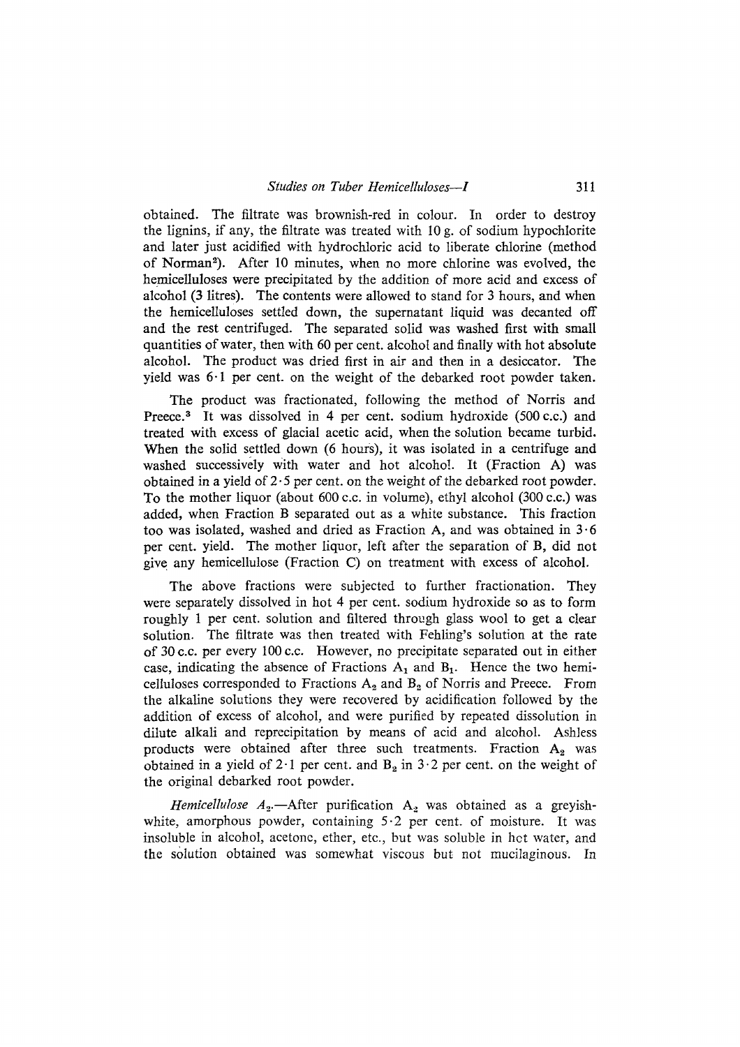obtained. The filtrate was brownish-red in colour. In order to destroy the lignins, if any, the filtrate was treated with 10 g. of sodium hypochlorite and later just acidified with hydrochloric acid to liberate chlorine (method of Norman[2]). After 10 minutes, when no more chlorine was evolved, the hemicelluloses were precipitated by the addition of more acid and excess of alcohol (3 litres). The contents were allowed to stand for 3 hours, and when the hemicelluloses settled down, the supernatant liquid was decanted off and the rest centrifuged. The separated solid was washed first with small quantities of water, then with 60 per cent. alcohol and finally with hot absolute alcohol. The product was dried first in air and then in a desiccator. The yield was 6·1 per cent. on the weight of the debarked root powder taken.

The product was fractionated, following the method of Norris and Preece.[3] It was dissolved in 4 per cent. sodium hydroxide (500 c.c.) and treated with excess of glacial acetic acid, when the solution became turbid. When the solid settled down (6 hours), it was isolated in a centrifuge and washed successively with water and hot alcohol. It (Fraction A) was obtained in a yield of 2·5 per cent. on the weight of the debarked root powder. To the mother liquor (about 600 c.c. in volume), ethyl alcohol (300 c.c.) was added, when Fraction B separated out as a white substance. This fraction too was isolated, washed and dried as Fraction A, and was obtained in 3·6 per cent. yield. The mother liquor, left after the separation of B, did not give any hemicellulose (Fraction C) on treatment with excess of alcohol.

The above fractions were subjected to further fractionation. They were separately dissolved in hot 4 per cent. sodium hydroxide so as to form roughly 1 per cent. solution and filtered through glass wool to get a clear solution. The filtrate was then treated with Fehling's solution at the rate of 30 c.c. per every 100 c.c. However, no precipitate separated out in either case, indicating the absence of Fractions $A_1$ and $B_1$. Hence the two hemicelluloses corresponded to Fractions $A_2$ and $B_2$ of Norris and Preece. From the alkaline solutions they were recovered by acidification followed by the addition of excess of alcohol, and were purified by repeated dissolution in dilute alkali and reprecipitation by means of acid and alcohol. Ashless products were obtained after three such treatments. Fraction $A_2$ was obtained in a yield of 2·1 per cent. and $B_2$ in 3·2 per cent. on the weight of the original debarked root powder.

*Hemicellulose $A_2$.*—After purification $A_2$ was obtained as a greyish-white, amorphous powder, containing 5·2 per cent. of moisture. It was insoluble in alcohol, acetone, ether, etc., but was soluble in hot water, and the solution obtained was somewhat viscous but not mucilaginous. In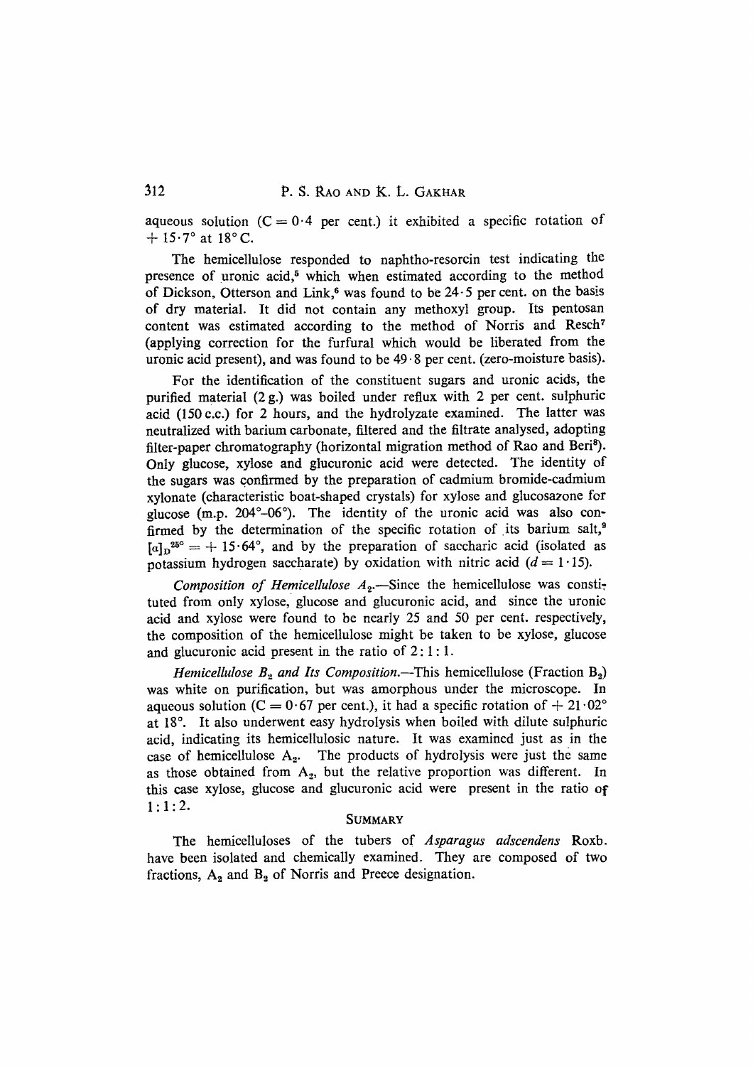aqueous solution ($C = 0 \cdot 4$ per cent.) it exhibited a specific rotation of $+ 15 \cdot 7°$ at 18° C.

The hemicellulose responded to naphtho-resorcin test indicating the presence of uronic acid,[5] which when estimated according to the method of Dickson, Otterson and Link,[6] was found to be 24·5 per cent. on the basis of dry material. It did not contain any methoxyl group. Its pentosan content was estimated according to the method of Norris and Resch[7] (applying correction for the furfural which would be liberated from the uronic acid present), and was found to be 49·8 per cent. (zero-moisture basis).

For the identification of the constituent sugars and uronic acids, the purified material (2 g.) was boiled under reflux with 2 per cent. sulphuric acid (150 c.c.) for 2 hours, and the hydrolyzate examined. The latter was neutralized with barium carbonate, filtered and the filtrate analysed, adopting filter-paper chromatography (horizontal migration method of Rao and Beri[8]). Only glucose, xylose and glucuronic acid were detected. The identity of the sugars was confirmed by the preparation of cadmium bromide-cadmium xylonate (characteristic boat-shaped crystals) for xylose and glucosazone for glucose (m.p. 204°–06°). The identity of the uronic acid was also confirmed by the determination of the specific rotation of its barium salt,[9] $[\alpha]_D^{25°} = + 15 \cdot 64°$, and by the preparation of saccharic acid (isolated as potassium hydrogen saccharate) by oxidation with nitric acid ($d = 1 \cdot 15$).

*Composition of Hemicellulose $A_2$*.—Since the hemicellulose was constituted from only xylose, glucose and glucuronic acid, and since the uronic acid and xylose were found to be nearly 25 and 50 per cent. respectively, the composition of the hemicellulose might be taken to be xylose, glucose and glucuronic acid present in the ratio of 2 : 1 : 1.

*Hemicellulose $B_2$ and Its Composition*.—This hemicellulose (Fraction $B_2$) was white on purification, but was amorphous under the microscope. In aqueous solution ($C = 0 \cdot 67$ per cent.), it had a specific rotation of $+ 21 \cdot 02°$ at 18°. It also underwent easy hydrolysis when boiled with dilute sulphuric acid, indicating its hemicellulosic nature. It was examined just as in the case of hemicellulose $A_2$. The products of hydrolysis were just the same as those obtained from $A_2$, but the relative proportion was different. In this case xylose, glucose and glucuronic acid were present in the ratio of 1 : 1 : 2.

## SUMMARY

The hemicelluloses of the tubers of *Asparagus adscendens* Roxb. have been isolated and chemically examined. They are composed of two fractions, $A_2$ and $B_2$ of Norris and Preece designation.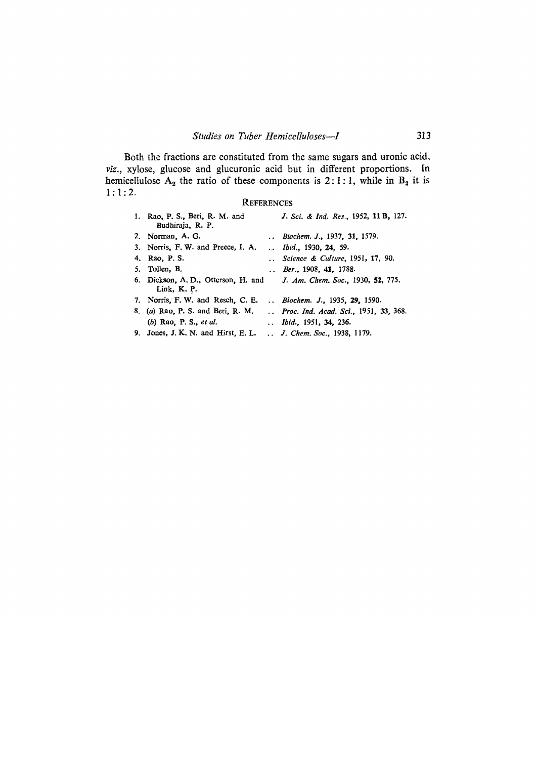Both the fractions are constituted from the same sugars and uronic acid, *viz.*, xylose, glucose and glucuronic acid but in different proportions. In hemicellulose $A_2$ the ratio of these components is 2 : 1 : 1, while in $B_2$ it is 1 : 1 : 2.

## REFERENCES

| | |
|---|---|
| 1. Rao, P. S., Beri, R. M. and Budhiraja, R. P. | *J. Sci. & Ind. Res.*, 1952, **11 B**, 127. |
| 2. Norman, A. G. | .. *Biochem. J.*, 1937, **31**, 1579. |
| 3. Norris, F. W. and Preece, I. A. | .. *Ibid.*, 1930, **24**, 59. |
| 4. Rao, P. S. | .. *Science & Culture*, 1951, **17**, 90. |
| 5. Tollen, B. | .. *Ber.*, 1908, **41**, 1788. |
| 6. Dickson, A. D., Otterson, H. and Link, K. P. | *J. Am. Chem. Soc.*, 1930, **52**, 775. |
| 7. Norris, F. W. and Resch, C. E. | .. *Biochem. J.*, 1935, **29**, 1590. |
| 8. (*a*) Rao, P. S. and Beri, R. M. | .. *Proc. Ind. Acad. Sci.*, 1951, **33**, 368. |
| (*b*) Rao, P. S., *et al.* | .. *Ibid.*, 1951, **34**, 236. |
| 9. Jones, J. K. N. and Hirst, E. L. | .. *J. Chem. Soc.*, 1938, 1179. |